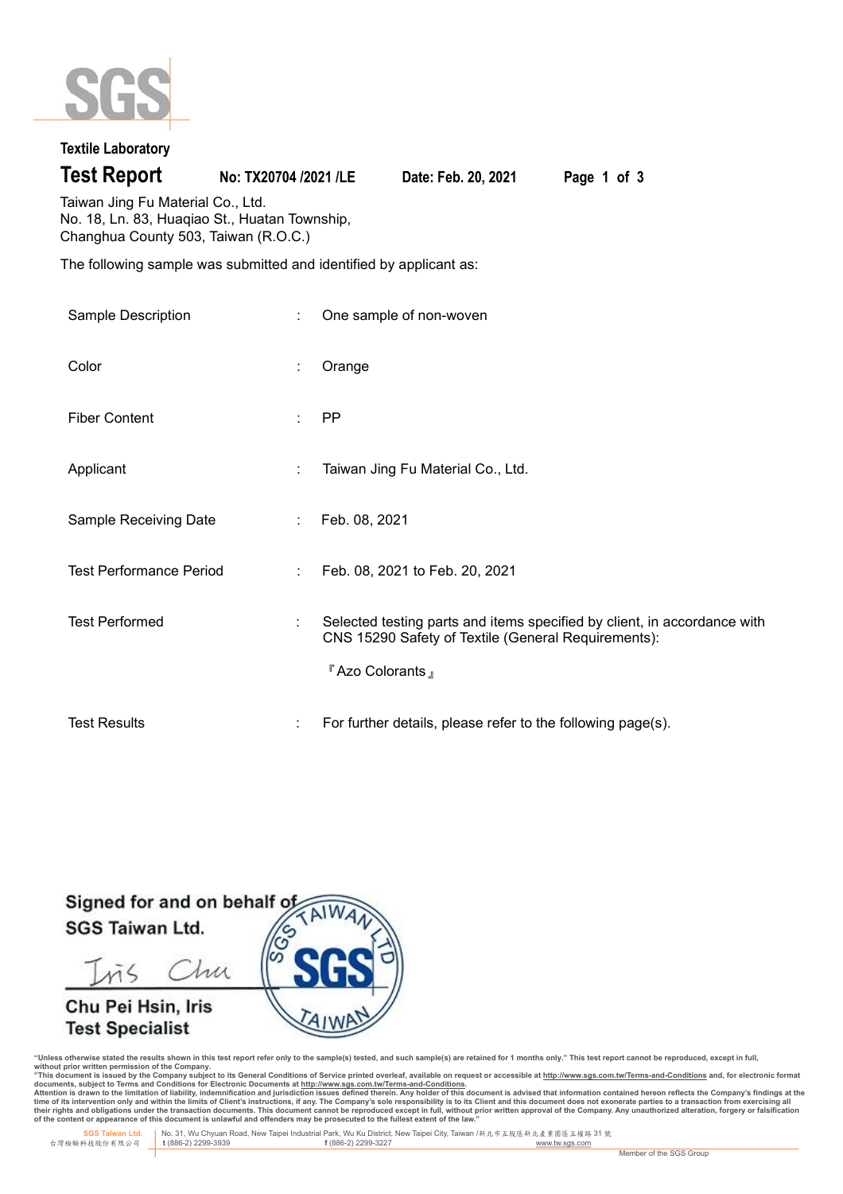**Textile Laboratory**

# Test Report

**No: TX20704 /2021 /LE** **Date: Feb. 20, 2021**

Taiwan Jing Fu Material Co., Ltd.
No. 18, Ln. 83, Huaqiao St., Huatan Township,
Changhua County 503, Taiwan (R.O.C.)

The following sample was submitted and identified by applicant as:

| | | |
|---|---|---|
| Sample Description | : | One sample of non-woven |
| Color | : | Orange |
| Fiber Content | : | PP |
| Applicant | : | Taiwan Jing Fu Material Co., Ltd. |
| Sample Receiving Date | : | Feb. 08, 2021 |
| Test Performance Period | : | Feb. 08, 2021 to Feb. 20, 2021 |
| Test Performed | : | Selected testing parts and items specified by client, in accordance with CNS 15290 Safety of Textile (General Requirements): 『Azo Colorants』 |
| Test Results | : | For further details, please refer to the following page(s). |

Signed for and on behalf of
SGS Taiwan Ltd.

Iris Chu

Chu Pei Hsin, Iris
Test Specialist

SGS TAIWAN LTD

**"Unless otherwise stated the results shown in this test report refer only to the sample(s) tested, and such sample(s) are retained for 1 months only." This test report cannot be reproduced, except in full, without prior written permission of the Company.**
**"This document is issued by the Company subject to its General Conditions of Service printed overleaf, available on request or accessible at http://www.sgs.com.tw/Terms-and-Conditions and, for electronic format documents, subject to Terms and Conditions for Electronic Documents at http://www.sgs.com.tw/Terms-and-Conditions.**
**Attention is drawn to the limitation of liability, indemnification and jurisdiction issues defined therein. Any holder of this document is advised that information contained hereon reflects the Company's findings at the time of its intervention only and within the limits of Client's instructions, if any. The Company's sole responsibility is to its Client and this document does not exonerate parties to a transaction from exercising all their rights and obligations under the transaction documents. This document cannot be reproduced except in full, without prior written approval of the Company. Any unauthorized alteration, forgery or falsification of the content or appearance of this document is unlawful and offenders may be prosecuted to the fullest extent of the law."**

SGS Taiwan Ltd. 台灣檢驗科技股份有限公司 | No. 31, Wu Chyuan Road, New Taipei Industrial Park, Wu Ku District, New Taipei City, Taiwan /新北市五股區新北產業園區五權路31號
t (886-2) 2299-3939 f (886-2) 2299-3227 www.tw.sgs.com

Member of the SGS Group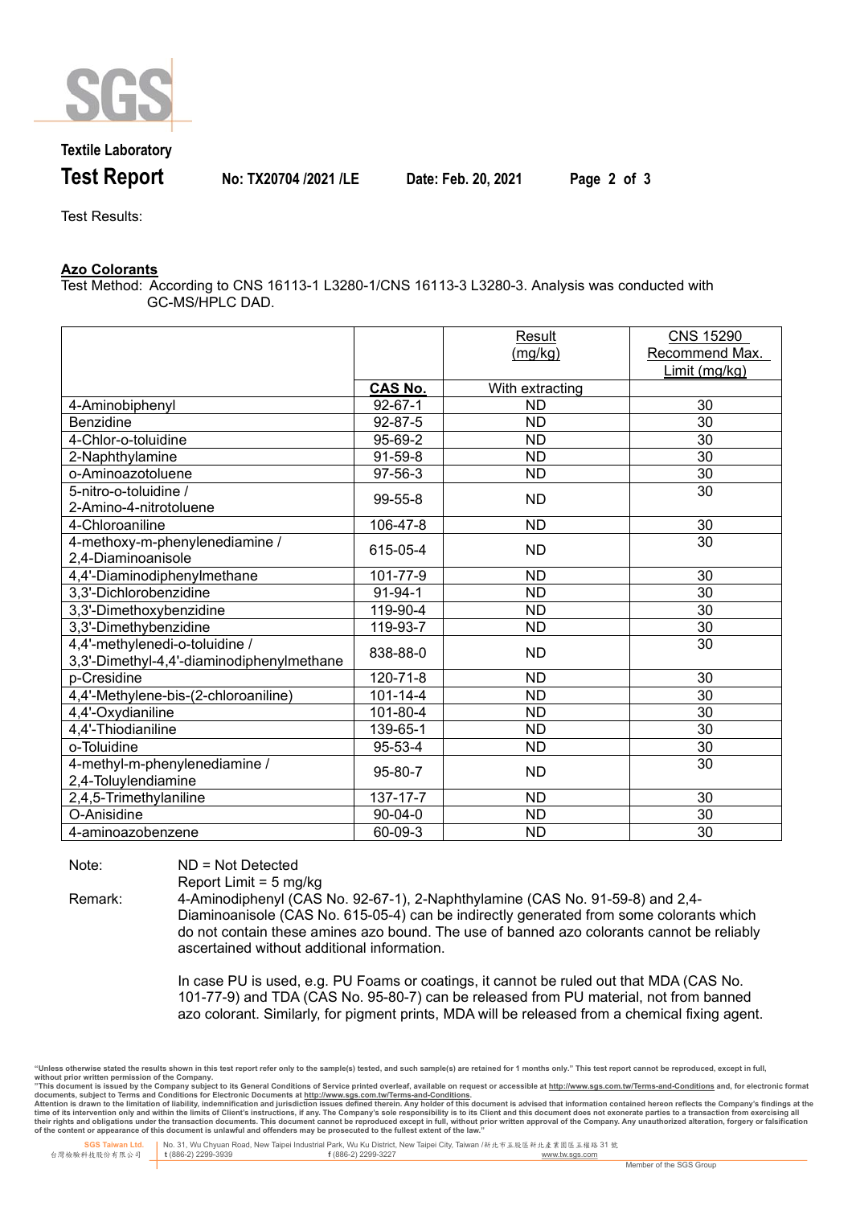**Textile Laboratory**

**Test Report** No: TX20704 /2021 /LE Date: Feb. 20, 2021

Test Results:

**Azo Colorants**

Test Method: According to CNS 16113-1 L3280-1/CNS 16113-3 L3280-3. Analysis was conducted with GC-MS/HPLC DAD.

| | CAS No. | Result (mg/kg) With extracting | CNS 15290 Recommend Max. Limit (mg/kg) |
|---|---|---|---|
| 4-Aminobiphenyl | 92-67-1 | ND | 30 |
| Benzidine | 92-87-5 | ND | 30 |
| 4-Chlor-o-toluidine | 95-69-2 | ND | 30 |
| 2-Naphthylamine | 91-59-8 | ND | 30 |
| o-Aminoazotoluene | 97-56-3 | ND | 30 |
| 5-nitro-o-toluidine / 2-Amino-4-nitrotoluene | 99-55-8 | ND | 30 |
| 4-Chloroaniline | 106-47-8 | ND | 30 |
| 4-methoxy-m-phenylenediamine / 2,4-Diaminoanisole | 615-05-4 | ND | 30 |
| 4,4'-Diaminodiphenylmethane | 101-77-9 | ND | 30 |
| 3,3'-Dichlorobenzidine | 91-94-1 | ND | 30 |
| 3,3'-Dimethoxybenzidine | 119-90-4 | ND | 30 |
| 3,3'-Dimethybenzidine | 119-93-7 | ND | 30 |
| 4,4'-methylenedi-o-toluidine / 3,3'-Dimethyl-4,4'-diaminodiphenylmethane | 838-88-0 | ND | 30 |
| p-Cresidine | 120-71-8 | ND | 30 |
| 4,4'-Methylene-bis-(2-chloroaniline) | 101-14-4 | ND | 30 |
| 4,4'-Oxydianiline | 101-80-4 | ND | 30 |
| 4,4'-Thiodianiline | 139-65-1 | ND | 30 |
| o-Toluidine | 95-53-4 | ND | 30 |
| 4-methyl-m-phenylenediamine / 2,4-Toluylendiamine | 95-80-7 | ND | 30 |
| 2,4,5-Trimethylaniline | 137-17-7 | ND | 30 |
| O-Anisidine | 90-04-0 | ND | 30 |
| 4-aminoazobenzene | 60-09-3 | ND | 30 |

Note: ND = Not Detected
Report Limit = 5 mg/kg

Remark: 4-Aminodiphenyl (CAS No. 92-67-1), 2-Naphthylamine (CAS No. 91-59-8) and 2,4-Diaminoanisole (CAS No. 615-05-4) can be indirectly generated from some colorants which do not contain these amines azo bound. The use of banned azo colorants cannot be reliably ascertained without additional information.

In case PU is used, e.g. PU Foams or coatings, it cannot be ruled out that MDA (CAS No. 101-77-9) and TDA (CAS No. 95-80-7) can be released from PU material, not from banned azo colorant. Similarly, for pigment prints, MDA will be released from a chemical fixing agent.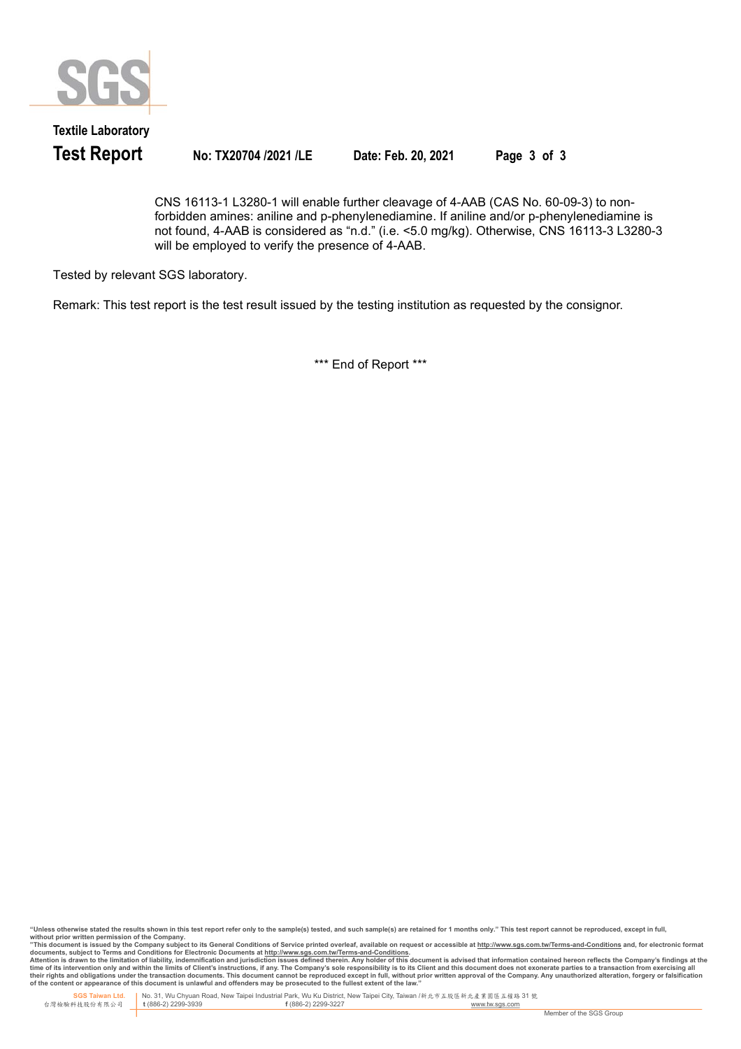CNS 16113-1 L3280-1 will enable further cleavage of 4-AAB (CAS No. 60-09-3) to non-forbidden amines: aniline and p-phenylenediamine. If aniline and/or p-phenylenediamine is not found, 4-AAB is considered as "n.d." (i.e. <5.0 mg/kg). Otherwise, CNS 16113-3 L3280-3 will be employed to verify the presence of 4-AAB.

Tested by relevant SGS laboratory.

Remark: This test report is the test result issued by the testing institution as requested by the consignor.

*** End of Report ***